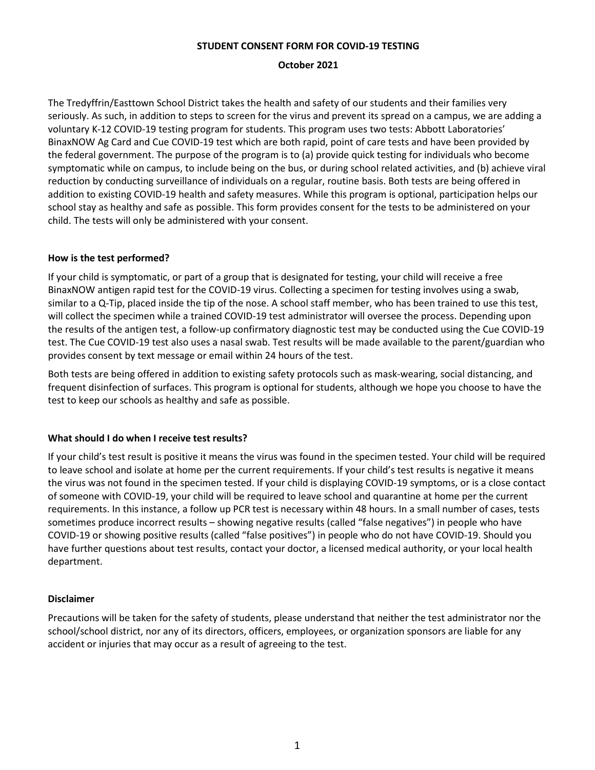**STUDENT CONSENT FORM FOR COVID-19 TESTING**

**October 2021**

The Tredyffrin/Easttown School District takes the health and safety of our students and their families very seriously. As such, in addition to steps to screen for the virus and prevent its spread on a campus, we are adding a voluntary K-12 COVID-19 testing program for students. This program uses two tests: Abbott Laboratories' BinaxNOW Ag Card and Cue COVID-19 test which are both rapid, point of care tests and have been provided by the federal government. The purpose of the program is to (a) provide quick testing for individuals who become symptomatic while on campus, to include being on the bus, or during school related activities, and (b) achieve viral reduction by conducting surveillance of individuals on a regular, routine basis. Both tests are being offered in addition to existing COVID-19 health and safety measures. While this program is optional, participation helps our school stay as healthy and safe as possible. This form provides consent for the tests to be administered on your child. The tests will only be administered with your consent.

### How is the test performed?

If your child is symptomatic, or part of a group that is designated for testing, your child will receive a free BinaxNOW antigen rapid test for the COVID-19 virus. Collecting a specimen for testing involves using a swab, similar to a Q-Tip, placed inside the tip of the nose. A school staff member, who has been trained to use this test, will collect the specimen while a trained COVID-19 test administrator will oversee the process. Depending upon the results of the antigen test, a follow-up confirmatory diagnostic test may be conducted using the Cue COVID-19 test. The Cue COVID-19 test also uses a nasal swab. Test results will be made available to the parent/guardian who provides consent by text message or email within 24 hours of the test.

Both tests are being offered in addition to existing safety protocols such as mask-wearing, social distancing, and frequent disinfection of surfaces. This program is optional for students, although we hope you choose to have the test to keep our schools as healthy and safe as possible.

### What should I do when I receive test results?

If your child's test result is positive it means the virus was found in the specimen tested. Your child will be required to leave school and isolate at home per the current requirements. If your child's test results is negative it means the virus was not found in the specimen tested. If your child is displaying COVID-19 symptoms, or is a close contact of someone with COVID-19, your child will be required to leave school and quarantine at home per the current requirements. In this instance, a follow up PCR test is necessary within 48 hours. In a small number of cases, tests sometimes produce incorrect results – showing negative results (called "false negatives") in people who have COVID-19 or showing positive results (called "false positives") in people who do not have COVID-19. Should you have further questions about test results, contact your doctor, a licensed medical authority, or your local health department.

### Disclaimer

Precautions will be taken for the safety of students, please understand that neither the test administrator nor the school/school district, nor any of its directors, officers, employees, or organization sponsors are liable for any accident or injuries that may occur as a result of agreeing to the test.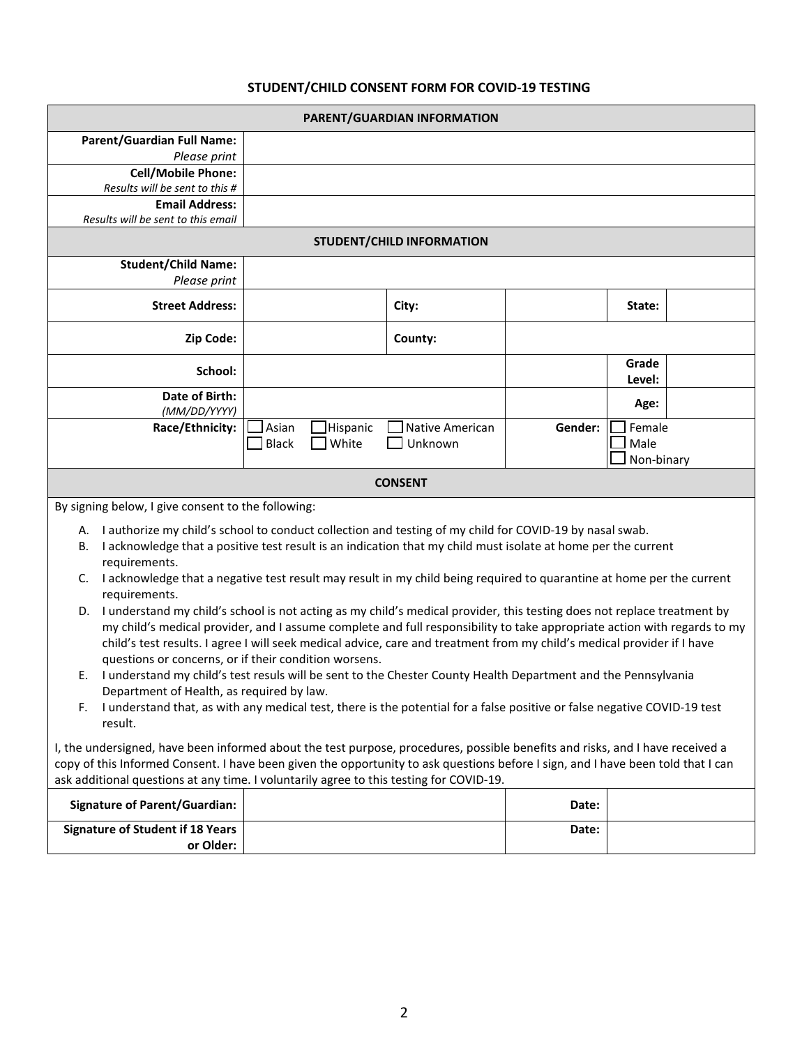## STUDENT/CHILD CONSENT FORM FOR COVID-19 TESTING

| | | | | | |
|---|---|---|---|---|---|
| **PARENT/GUARDIAN INFORMATION** | | | | | |
| **Parent/Guardian Full Name:** *Please print* | | | | | |
| **Cell/Mobile Phone:** *Results will be sent to this #* | | | | | |
| **Email Address:** *Results will be sent to this email* | | | | | |
| **STUDENT/CHILD INFORMATION** | | | | | |
| **Student/Child Name:** *Please print* | | | | | |
| **Street Address:** | | **City:** | | **State:** | |
| **Zip Code:** | | **County:** | | | |
| **School:** | | | | **Grade Level:** | |
| **Date of Birth:** *(MM/DD/YYYY)* | | | | **Age:** | |
| **Race/Ethnicity:** | ☐ Asian ☐ Hispanic ☐ Native American ☐ Black ☐ White ☐ Unknown | | **Gender:** | ☐ Female ☐ Male ☐ Non-binary | |

### CONSENT

By signing below, I give consent to the following:

A. I authorize my child's school to conduct collection and testing of my child for COVID-19 by nasal swab.
B. I acknowledge that a positive test result is an indication that my child must isolate at home per the current requirements.
C. I acknowledge that a negative test result may result in my child being required to quarantine at home per the current requirements.
D. I understand my child's school is not acting as my child's medical provider, this testing does not replace treatment by my child's medical provider, and I assume complete and full responsibility to take appropriate action with regards to my child's test results. I agree I will seek medical advice, care and treatment from my child's medical provider if I have questions or concerns, or if their condition worsens.
E. I understand my child's test resuls will be sent to the Chester County Health Department and the Pennsylvania Department of Health, as required by law.
F. I understand that, as with any medical test, there is the potential for a false positive or false negative COVID-19 test result.

I, the undersigned, have been informed about the test purpose, procedures, possible benefits and risks, and I have received a copy of this Informed Consent. I have been given the opportunity to ask questions before I sign, and I have been told that I can ask additional questions at any time. I voluntarily agree to this testing for COVID-19.

| | | | |
|---|---|---|---|
| **Signature of Parent/Guardian:** | | **Date:** | |
| **Signature of Student if 18 Years or Older:** | | **Date:** | |